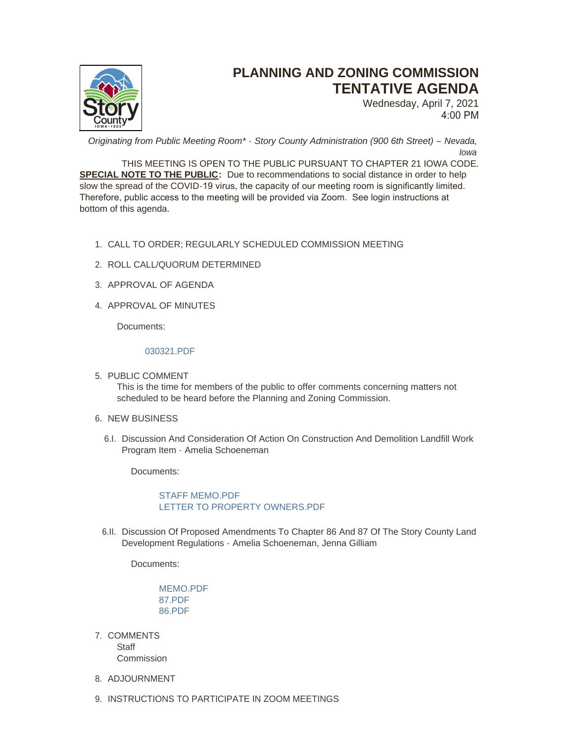# PLANNING AND ZONING COMMISSION TENTATIVE AGENDA

Wednesday, April 7, 2021
4:00 PM

*Originating from Public Meeting Room* - Story County Administration (900 6th Street) – Nevada, Iowa*

THIS MEETING IS OPEN TO THE PUBLIC PURSUANT TO CHAPTER 21 IOWA CODE.

**SPECIAL NOTE TO THE PUBLIC:** Due to recommendations to social distance in order to help slow the spread of the COVID-19 virus, the capacity of our meeting room is significantly limited. Therefore, public access to the meeting will be provided via Zoom. See login instructions at bottom of this agenda.

1. CALL TO ORDER; REGULARLY SCHEDULED COMMISSION MEETING

2. ROLL CALL/QUORUM DETERMINED

3. APPROVAL OF AGENDA

4. APPROVAL OF MINUTES

   Documents:

   030321.PDF

5. PUBLIC COMMENT

   This is the time for members of the public to offer comments concerning matters not scheduled to be heard before the Planning and Zoning Commission.

6. NEW BUSINESS

   6.I. Discussion And Consideration Of Action On Construction And Demolition Landfill Work Program Item - Amelia Schoeneman

   Documents:

   STAFF MEMO.PDF
   LETTER TO PROPERTY OWNERS.PDF

   6.II. Discussion Of Proposed Amendments To Chapter 86 And 87 Of The Story County Land Development Regulations - Amelia Schoeneman, Jenna Gilliam

   Documents:

   MEMO.PDF
   87.PDF
   86.PDF

7. COMMENTS

   Staff
   Commission

8. ADJOURNMENT

9. INSTRUCTIONS TO PARTICIPATE IN ZOOM MEETINGS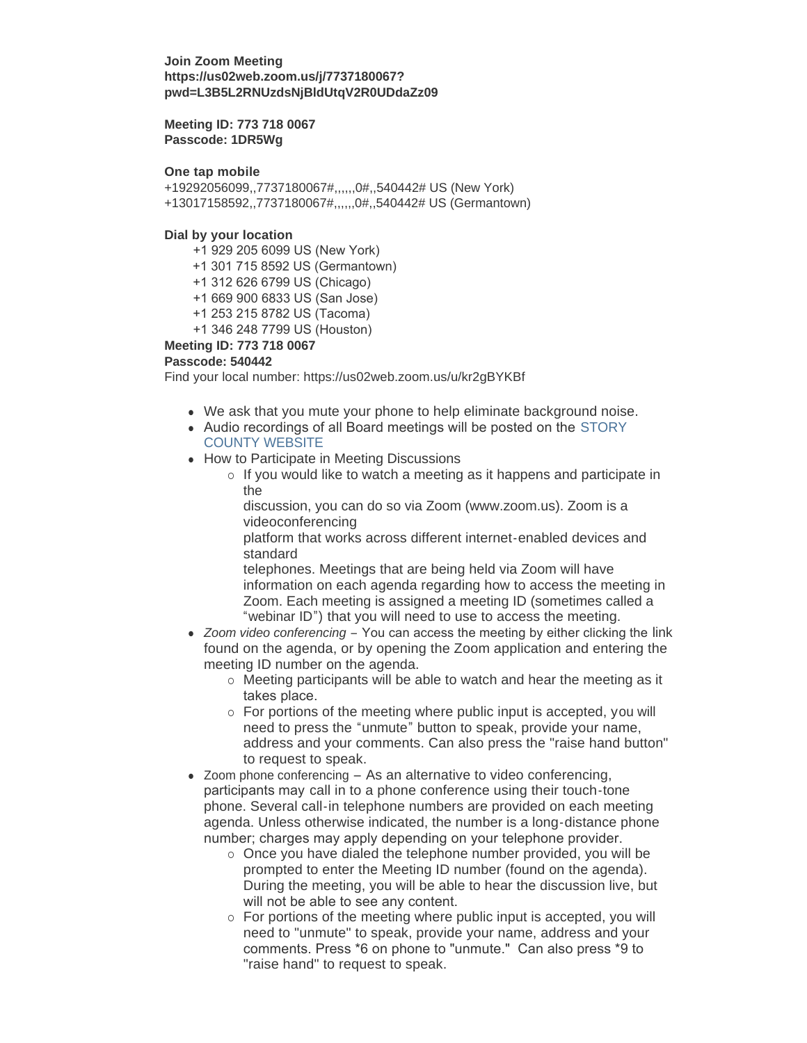**Join Zoom Meeting**
**https://us02web.zoom.us/j/7737180067?pwd=L3B5L2RNUzdsNjBldUtqV2R0UDdaZz09**

**Meeting ID: 773 718 0067**
**Passcode: 1DR5Wg**

**One tap mobile**
+19292056099,,7737180067#,,,,,,0#,,540442# US (New York)
+13017158592,,7737180067#,,,,,,0#,,540442# US (Germantown)

**Dial by your location**

+1 929 205 6099 US (New York)
+1 301 715 8592 US (Germantown)
+1 312 626 6799 US (Chicago)
+1 669 900 6833 US (San Jose)
+1 253 215 8782 US (Tacoma)
+1 346 248 7799 US (Houston)

**Meeting ID: 773 718 0067**
**Passcode: 540442**
Find your local number: https://us02web.zoom.us/u/kr2gBYKBf

- We ask that you mute your phone to help eliminate background noise.
- Audio recordings of all Board meetings will be posted on the STORY COUNTY WEBSITE
- How to Participate in Meeting Discussions
    - If you would like to watch a meeting as it happens and participate in the discussion, you can do so via Zoom (www.zoom.us). Zoom is a videoconferencing platform that works across different internet-enabled devices and standard telephones. Meetings that are being held via Zoom will have information on each agenda regarding how to access the meeting in Zoom. Each meeting is assigned a meeting ID (sometimes called a "webinar ID") that you will need to use to access the meeting.
- *Zoom video conferencing* – You can access the meeting by either clicking the link found on the agenda, or by opening the Zoom application and entering the meeting ID number on the agenda.
    - Meeting participants will be able to watch and hear the meeting as it takes place.
    - For portions of the meeting where public input is accepted, you will need to press the "unmute" button to speak, provide your name, address and your comments. Can also press the "raise hand button" to request to speak.
- Zoom phone conferencing – As an alternative to video conferencing, participants may call in to a phone conference using their touch-tone phone. Several call-in telephone numbers are provided on each meeting agenda. Unless otherwise indicated, the number is a long-distance phone number; charges may apply depending on your telephone provider.
    - Once you have dialed the telephone number provided, you will be prompted to enter the Meeting ID number (found on the agenda). During the meeting, you will be able to hear the discussion live, but will not be able to see any content.
    - For portions of the meeting where public input is accepted, you will need to "unmute" to speak, provide your name, address and your comments. Press *6 on phone to "unmute." Can also press *9 to "raise hand" to request to speak.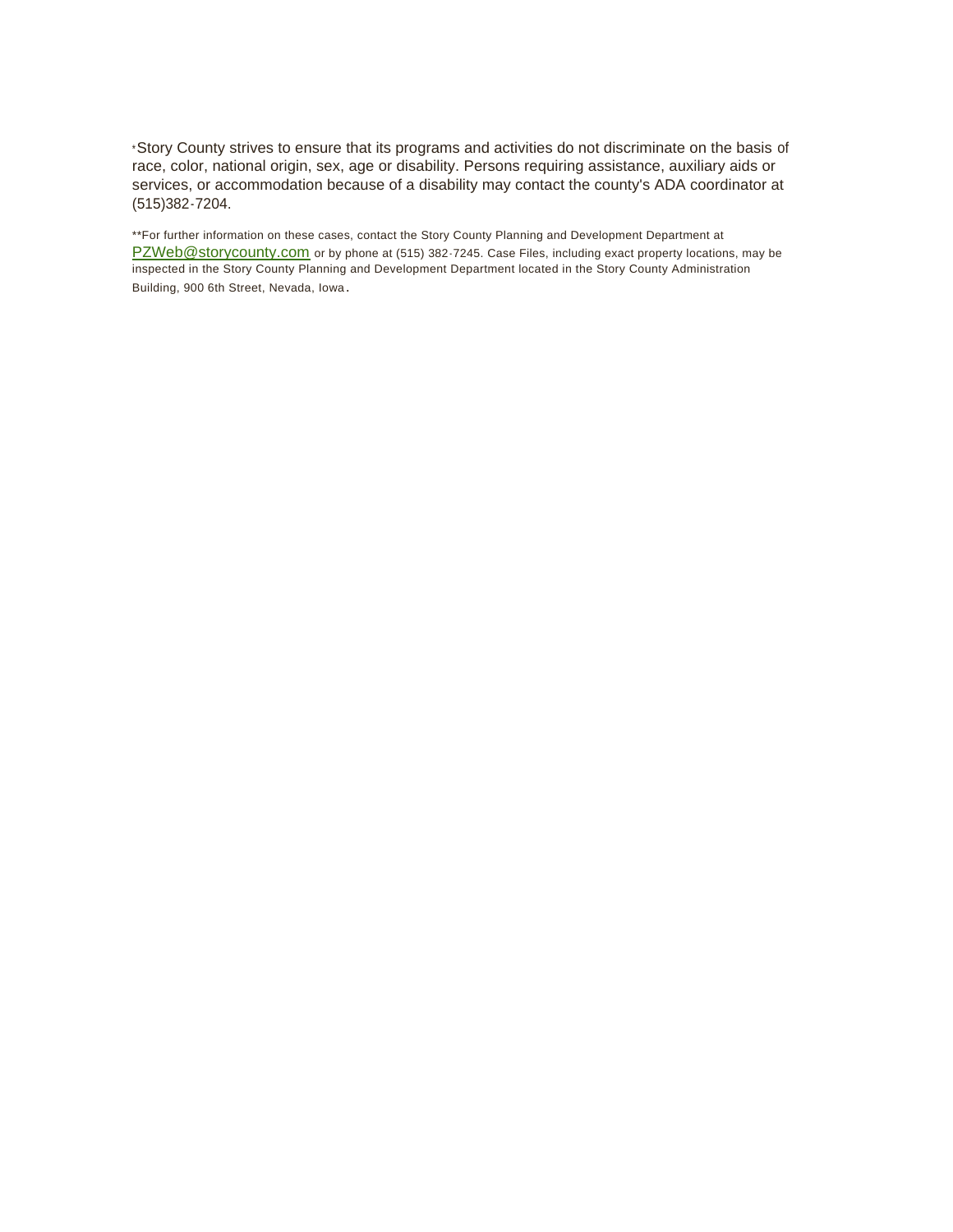*Story County strives to ensure that its programs and activities do not discriminate on the basis of race, color, national origin, sex, age or disability. Persons requiring assistance, auxiliary aids or services, or accommodation because of a disability may contact the county's ADA coordinator at (515)382-7204.

**For further information on these cases, contact the Story County Planning and Development Department at PZWeb@storycounty.com or by phone at (515) 382-7245. Case Files, including exact property locations, may be inspected in the Story County Planning and Development Department located in the Story County Administration Building, 900 6th Street, Nevada, Iowa.